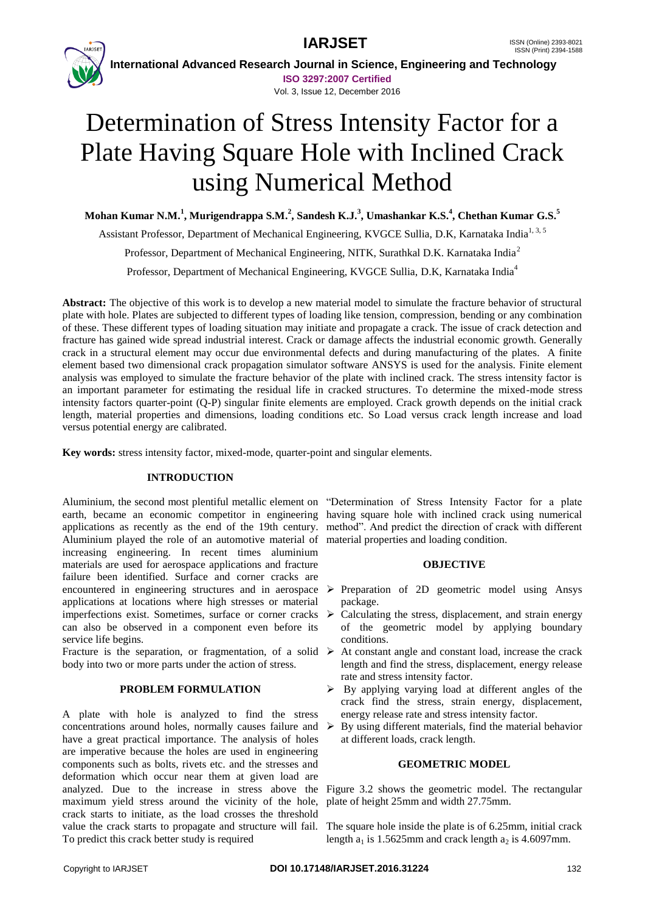# Determination of Stress Intensity Factor for a Plate Having Square Hole with Inclined Crack using Numerical Method

**Mohan Kumar N.M.[1], Murigendrappa S.M.[2], Sandesh K.J.[3], Umashankar K.S.[4], Chethan Kumar G.S.[5]**

Assistant Professor, Department of Mechanical Engineering, KVGCE Sullia, D.K, Karnataka India[1, 3, 5]

Professor, Department of Mechanical Engineering, NITK, Surathkal D.K. Karnataka India[2]

Professor, Department of Mechanical Engineering, KVGCE Sullia, D.K, Karnataka India[4]

**Abstract:** The objective of this work is to develop a new material model to simulate the fracture behavior of structural plate with hole. Plates are subjected to different types of loading like tension, compression, bending or any combination of these. These different types of loading situation may initiate and propagate a crack. The issue of crack detection and fracture has gained wide spread industrial interest. Crack or damage affects the industrial economic growth. Generally crack in a structural element may occur due environmental defects and during manufacturing of the plates. A finite element based two dimensional crack propagation simulator software ANSYS is used for the analysis. Finite element analysis was employed to simulate the fracture behavior of the plate with inclined crack. The stress intensity factor is an important parameter for estimating the residual life in cracked structures. To determine the mixed-mode stress intensity factors quarter-point (Q-P) singular finite elements are employed. Crack growth depends on the initial crack length, material properties and dimensions, loading conditions etc. So Load versus crack length increase and load versus potential energy are calibrated.

**Key words:** stress intensity factor, mixed-mode, quarter-point and singular elements.

## INTRODUCTION

Aluminium, the second most plentiful metallic element on earth, became an economic competitor in engineering applications as recently as the end of the 19th century. Aluminium played the role of an automotive material of increasing engineering. In recent times aluminium materials are used for aerospace applications and fracture failure been identified. Surface and corner cracks are encountered in engineering structures and in aerospace applications at locations where high stresses or material imperfections exist. Sometimes, surface or corner cracks can also be observed in a component even before its service life begins.

Fracture is the separation, or fragmentation, of a solid body into two or more parts under the action of stress.

## PROBLEM FORMULATION

A plate with hole is analyzed to find the stress concentrations around holes, normally causes failure and have a great practical importance. The analysis of holes are imperative because the holes are used in engineering components such as bolts, rivets etc. and the stresses and deformation which occur near them at given load are analyzed. Due to the increase in stress above the maximum yield stress around the vicinity of the hole, crack starts to initiate, as the load crosses the threshold value the crack starts to propagate and structure will fail. To predict this crack better study is required "Determination of Stress Intensity Factor for a plate having square hole with inclined crack using numerical method". And predict the direction of crack with different material properties and loading condition.

## OBJECTIVE

- Preparation of 2D geometric model using Ansys package.
- Calculating the stress, displacement, and strain energy of the geometric model by applying boundary conditions.
- At constant angle and constant load, increase the crack length and find the stress, displacement, energy release rate and stress intensity factor.
- By applying varying load at different angles of the crack find the stress, strain energy, displacement, energy release rate and stress intensity factor.
- By using different materials, find the material behavior at different loads, crack length.

## GEOMETRIC MODEL

Figure 3.2 shows the geometric model. The rectangular plate of height 25mm and width 27.75mm.

The square hole inside the plate is of 6.25mm, initial crack length $a_1$ is 1.5625mm and crack length $a_2$ is 4.6097mm.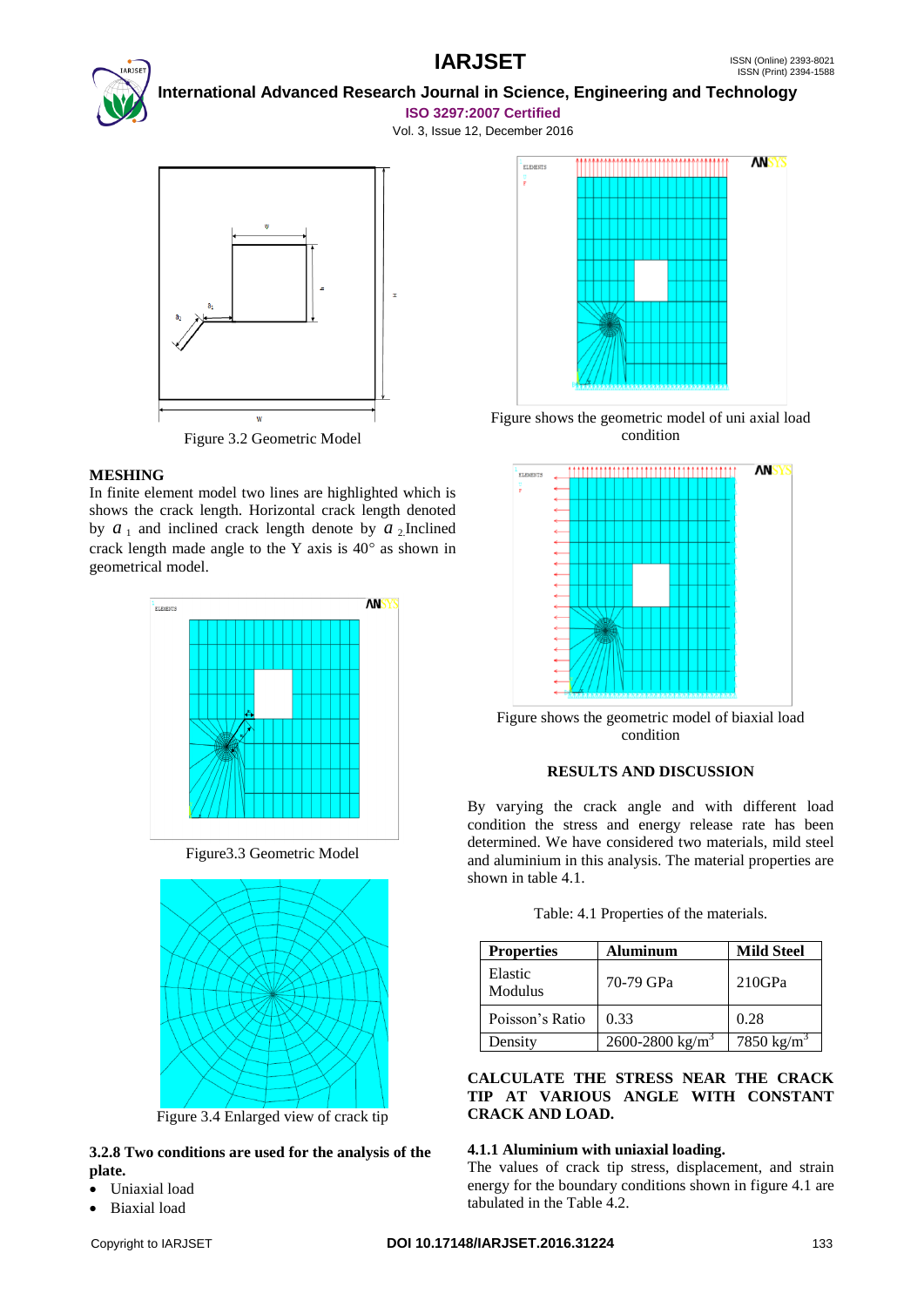Figure 3.2 Geometric Model

Figure shows the geometric model of uni axial load condition

## MESHING

In finite element model two lines are highlighted which is shows the crack length. Horizontal crack length denoted by $a_1$ and inclined crack length denote by $a_2$ Inclined crack length made angle to the Y axis is 40° as shown in geometrical model.

Figure shows the geometric model of biaxial load condition

Figure3.3 Geometric Model

Figure 3.4 Enlarged view of crack tip

### 3.2.8 Two conditions are used for the analysis of the plate.

- Uniaxial load
- Biaxial load

## RESULTS AND DISCUSSION

By varying the crack angle and with different load condition the stress and energy release rate has been determined. We have considered two materials, mild steel and aluminium in this analysis. The material properties are shown in table 4.1.

Table: 4.1 Properties of the materials.

| Properties | Aluminum | Mild Steel |
|---|---|---|
| Elastic Modulus | 70-79 GPa | 210GPa |
| Poisson's Ratio | 0.33 | 0.28 |
| Density | 2600-2800 $kg/m^3$ | 7850 $kg/m^3$ |

## CALCULATE THE STRESS NEAR THE CRACK TIP AT VARIOUS ANGLE WITH CONSTANT CRACK AND LOAD.

### 4.1.1 Aluminium with uniaxial loading.

The values of crack tip stress, displacement, and strain energy for the boundary conditions shown in figure 4.1 are tabulated in the Table 4.2.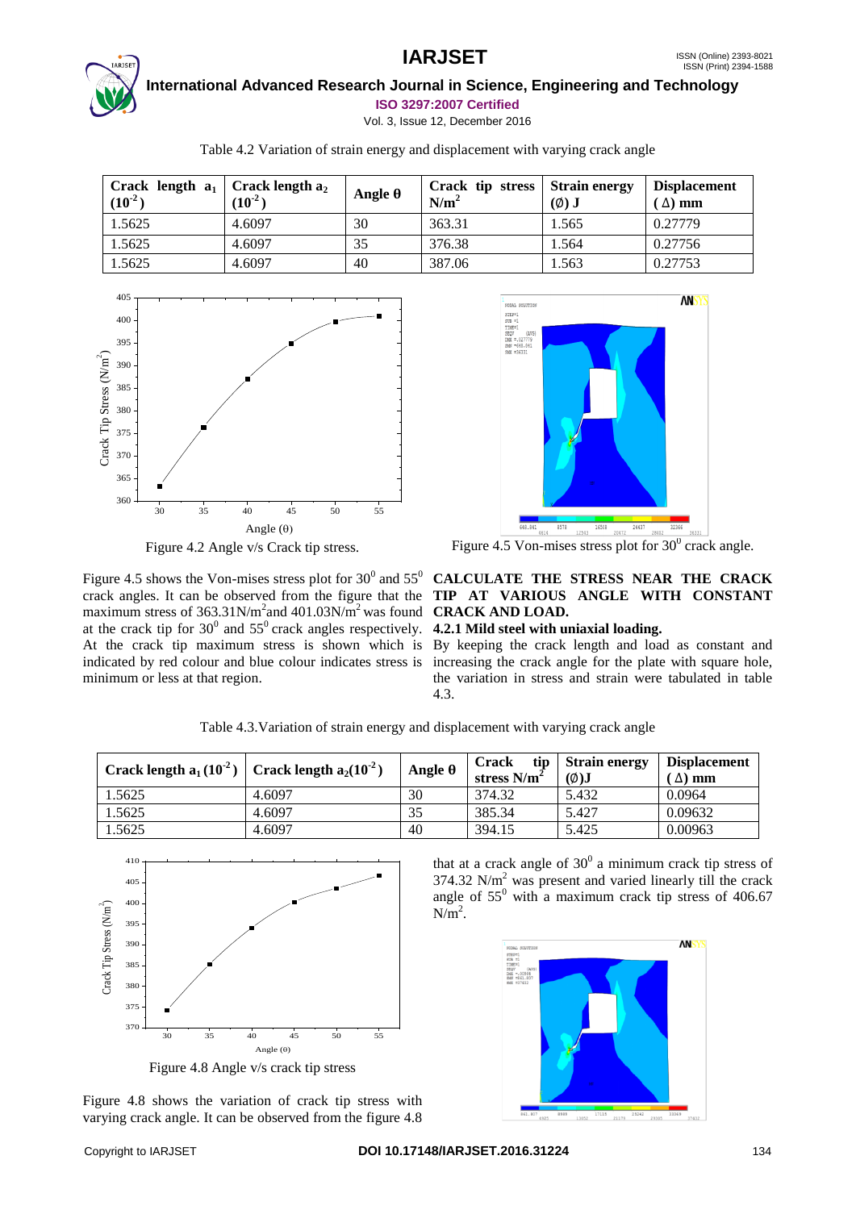Table 4.2 Variation of strain energy and displacement with varying crack angle

| Crack length $a_1$ $(10^{-2})$ | Crack length $a_2$ $(10^{-2})$ | Angle θ | Crack tip stress $N/m^2$ | Strain energy (∅) J | Displacement (Δ) mm |
|---|---|---|---|---|---|
| 1.5625 | 4.6097 | 30 | 363.31 | 1.565 | 0.27779 |
| 1.5625 | 4.6097 | 35 | 376.38 | 1.564 | 0.27756 |
| 1.5625 | 4.6097 | 40 | 387.06 | 1.563 | 0.27753 |

Figure 4.2 Angle v/s Crack tip stress.

Figure 4.5 Von-mises stress plot for $30^0$ crack angle.

Figure 4.5 shows the Von-mises stress plot for $30^0$ and $55^0$ crack angles. It can be observed from the figure that the maximum stress of $363.31 N/m^2$ and $401.03 N/m^2$ was found at the crack tip for $30^0$ and $55^0$ crack angles respectively. At the crack tip maximum stress is shown which is indicated by red colour and blue colour indicates stress is minimum or less at that region.

**CALCULATE THE STRESS NEAR THE CRACK TIP AT VARIOUS ANGLE WITH CONSTANT CRACK AND LOAD.**

**4.2.1 Mild steel with uniaxial loading.**

By keeping the crack length and load as constant and increasing the crack angle for the plate with square hole, the variation in stress and strain were tabulated in table 4.3.

Table 4.3. Variation of strain energy and displacement with varying crack angle

| Crack length $a_1$ $(10^{-2})$ | Crack length $a_2$ $(10^{-2})$ | Angle θ | Crack tip stress $N/m^2$ | Strain energy (∅) J | Displacement (Δ) mm |
|---|---|---|---|---|---|
| 1.5625 | 4.6097 | 30 | 374.32 | 5.432 | 0.0964 |
| 1.5625 | 4.6097 | 35 | 385.34 | 5.427 | 0.09632 |
| 1.5625 | 4.6097 | 40 | 394.15 | 5.425 | 0.00963 |

Figure 4.8 Angle v/s crack tip stress

Figure 4.8 shows the variation of crack tip stress with varying crack angle. It can be observed from the figure 4.8 that at a crack angle of $30^0$ a minimum crack tip stress of $374.32 N/m^2$ was present and varied linearly till the crack angle of $55^0$ with a maximum crack tip stress of $406.67 N/m^2$.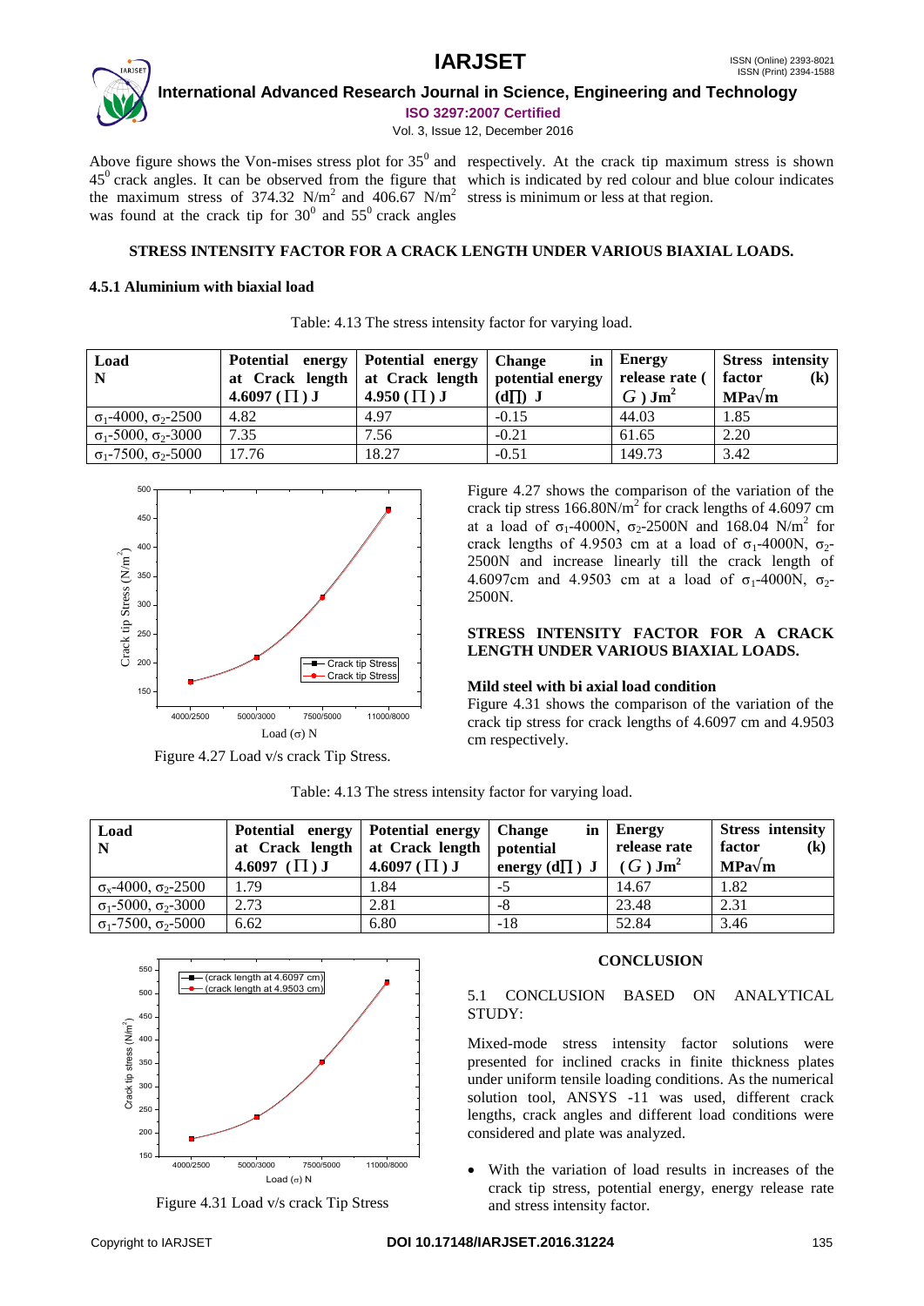Above figure shows the Von-mises stress plot for $35^0$ and $45^0$ crack angles. It can be observed from the figure that the maximum stress of 374.32 $N/m^2$ and 406.67 $N/m^2$ was found at the crack tip for $30^0$ and $55^0$ crack angles respectively. At the crack tip maximum stress is shown which is indicated by red colour and blue colour indicates stress is minimum or less at that region.

## STRESS INTENSITY FACTOR FOR A CRACK LENGTH UNDER VARIOUS BIAXIAL LOADS.

### 4.5.1 Aluminium with biaxial load

Table: 4.13 The stress intensity factor for varying load.

| **Load N** | **Potential energy at Crack length 4.6097 ($\prod$) J** | **Potential energy at Crack length 4.950 ($\prod$) J** | **Change in potential energy ($d\prod$) J** | **Energy release rate ($G$) $Jm^2$** | **Stress intensity factor (k) $MPa\sqrt{m}$** |
|---|---|---|---|---|---|
| $\sigma_1$-4000, $\sigma_2$-2500 | 4.82 | 4.97 | -0.15 | 44.03 | 1.85 |
| $\sigma_1$-5000, $\sigma_2$-3000 | 7.35 | 7.56 | -0.21 | 61.65 | 2.20 |
| $\sigma_1$-7500, $\sigma_2$-5000 | 17.76 | 18.27 | -0.51 | 149.73 | 3.42 |

Figure 4.27 Load v/s crack Tip Stress.

Figure 4.27 shows the comparison of the variation of the crack tip stress 166.80$N/m^2$ for crack lengths of 4.6097 cm at a load of $\sigma_1$-4000N, $\sigma_2$-2500N and 168.04 $N/m^2$ for crack lengths of 4.9503 cm at a load of $\sigma_1$-4000N, $\sigma_2$-2500N and increase linearly till the crack length of 4.6097cm and 4.9503 cm at a load of $\sigma_1$-4000N, $\sigma_2$-2500N.

## STRESS INTENSITY FACTOR FOR A CRACK LENGTH UNDER VARIOUS BIAXIAL LOADS.

### Mild steel with bi axial load condition

Figure 4.31 shows the comparison of the variation of the crack tip stress for crack lengths of 4.6097 cm and 4.9503 cm respectively.

Table: 4.13 The stress intensity factor for varying load.

| **Load N** | **Potential energy at Crack length 4.6097 ($\prod$) J** | **Potential energy at Crack length 4.6097 ($\prod$) J** | **Change in potential energy ($d\prod$) J** | **Energy release rate ($G$) $Jm^2$** | **Stress intensity factor (k) $MPa\sqrt{m}$** |
|---|---|---|---|---|---|
| $\sigma_x$-4000, $\sigma_2$-2500 | 1.79 | 1.84 | -5 | 14.67 | 1.82 |
| $\sigma_1$-5000, $\sigma_2$-3000 | 2.73 | 2.81 | -8 | 23.48 | 2.31 |
| $\sigma_1$-7500, $\sigma_2$-5000 | 6.62 | 6.80 | -18 | 52.84 | 3.46 |

Figure 4.31 Load v/s crack Tip Stress

## CONCLUSION

5.1 CONCLUSION BASED ON ANALYTICAL STUDY:

Mixed-mode stress intensity factor solutions were presented for inclined cracks in finite thickness plates under uniform tensile loading conditions. As the numerical solution tool, ANSYS -11 was used, different crack lengths, crack angles and different load conditions were considered and plate was analyzed.

- With the variation of load results in increases of the crack tip stress, potential energy, energy release rate and stress intensity factor.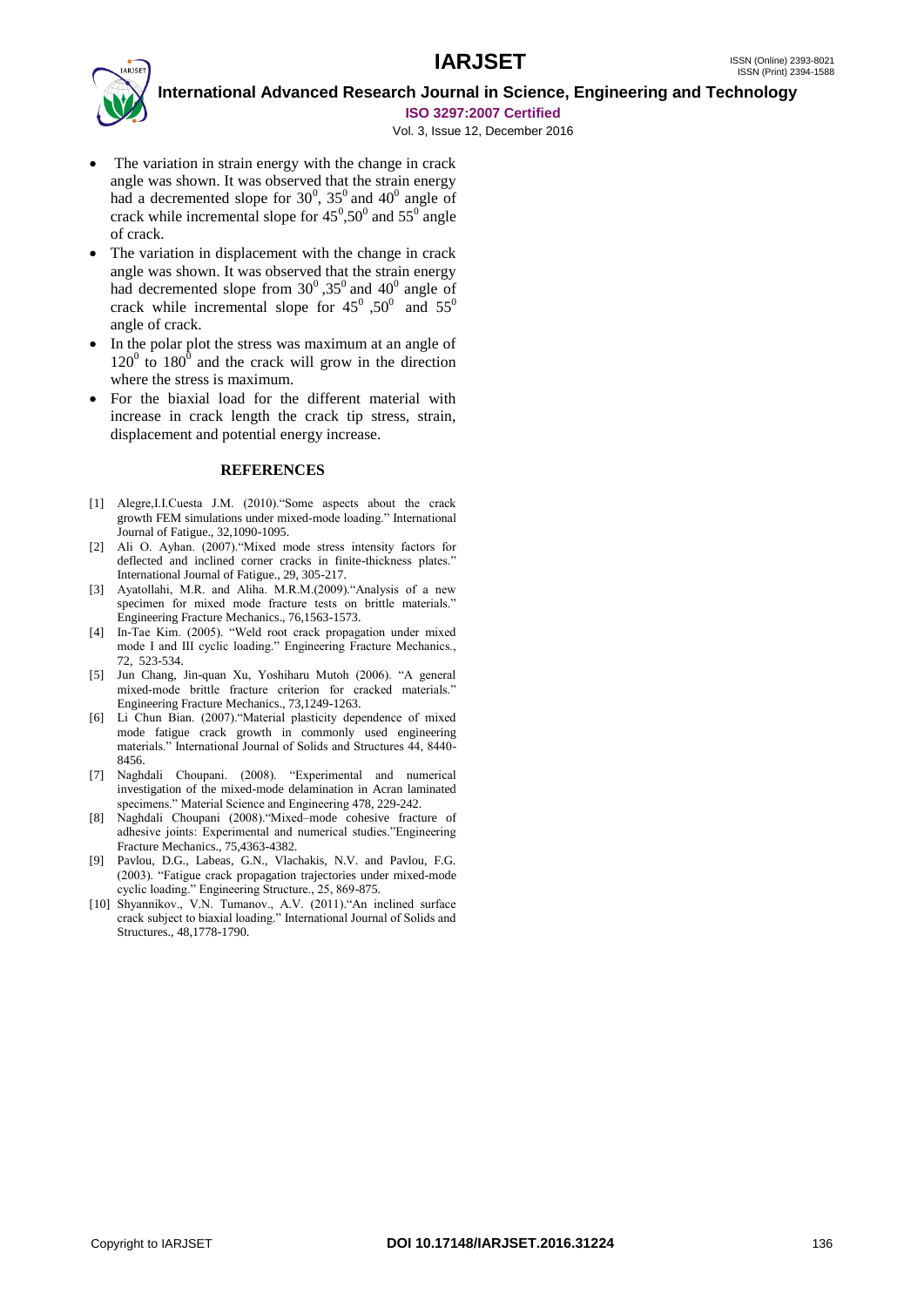- The variation in strain energy with the change in crack angle was shown. It was observed that the strain energy had a decremented slope for $30^0$, $35^0$ and $40^0$ angle of crack while incremental slope for $45^0$,$50^0$ and $55^0$ angle of crack.
- The variation in displacement with the change in crack angle was shown. It was observed that the strain energy had decremented slope from $30^0$ ,$35^0$ and $40^0$ angle of crack while incremental slope for $45^0$ ,$50^0$ and $55^0$ angle of crack.
- In the polar plot the stress was maximum at an angle of $120^0$ to $180^0$ and the crack will grow in the direction where the stress is maximum.
- For the biaxial load for the different material with increase in crack length the crack tip stress, strain, displacement and potential energy increase.

## REFERENCES

[1] Alegre,I.I.Cuesta J.M. (2010).“Some aspects about the crack growth FEM simulations under mixed-mode loading.” International Journal of Fatigue., 32,1090-1095.

[2] Ali O. Ayhan. (2007).“Mixed mode stress intensity factors for deflected and inclined corner cracks in finite-thickness plates.” International Journal of Fatigue., 29, 305-217.

[3] Ayatollahi, M.R. and Aliha. M.R.M.(2009).“Analysis of a new specimen for mixed mode fracture tests on brittle materials.” Engineering Fracture Mechanics., 76,1563-1573.

[4] In-Tae Kim. (2005). “Weld root crack propagation under mixed mode I and III cyclic loading.” Engineering Fracture Mechanics., 72, 523-534.

[5] Jun Chang, Jin-quan Xu, Yoshiharu Mutoh (2006). “A general mixed-mode brittle fracture criterion for cracked materials.” Engineering Fracture Mechanics., 73,1249-1263.

[6] Li Chun Bian. (2007).“Material plasticity dependence of mixed mode fatigue crack growth in commonly used engineering materials.” International Journal of Solids and Structures 44, 8440-8456.

[7] Naghdali Choupani. (2008). “Experimental and numerical investigation of the mixed-mode delamination in Acran laminated specimens.” Material Science and Engineering 478, 229-242.

[8] Naghdali Choupani (2008).“Mixed–mode cohesive fracture of adhesive joints: Experimental and numerical studies.”Engineering Fracture Mechanics., 75,4363-4382.

[9] Pavlou, D.G., Labeas, G.N., Vlachakis, N.V. and Pavlou, F.G. (2003). “Fatigue crack propagation trajectories under mixed-mode cyclic loading.” Engineering Structure., 25, 869-875.

[10] Shyannikov., V.N. Tumanov., A.V. (2011).“An inclined surface crack subject to biaxial loading.” International Journal of Solids and Structures., 48,1778-1790.